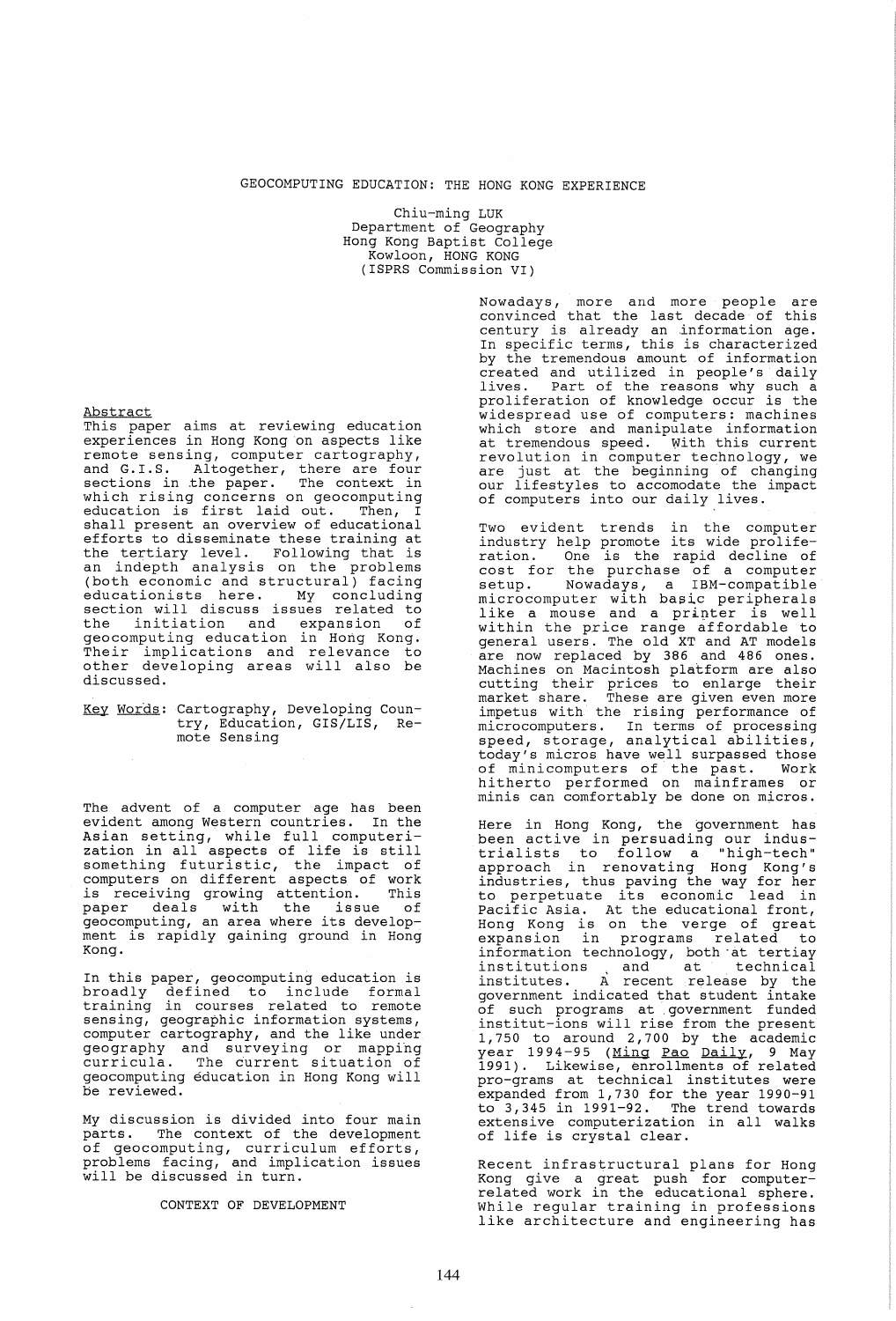# GEOCOMPUTING EDUCATION: THE HONG KONG EXPERIENCE

Chiu-ming LUK
Department of Geography
Hong Kong Baptist College
Kowloon, HONG KONG
(ISPRS Commission VI)

## Abstract

This paper aims at reviewing education experiences in Hong Kong on aspects like remote sensing, computer cartography, and G.I.S. Altogether, there are four sections in the paper. The context in which rising concerns on geocomputing education is first laid out. Then, I shall present an overview of educational efforts to disseminate these training at the tertiary level. Following that is an indepth analysis on the problems (both economic and structural) facing educationists here. My concluding section will discuss issues related to the initiation and expansion of geocomputing education in Hong Kong. Their implications and relevance to other developing areas will also be discussed.

Key Words: Cartography, Developing Country, Education, GIS/LIS, Remote Sensing

The advent of a computer age has been evident among Western countries. In the Asian setting, while full computerization in all aspects of life is still something futuristic, the impact of computers on different aspects of work is receiving growing attention. This paper deals with the issue of geocomputing, an area where its development is rapidly gaining ground in Hong Kong.

In this paper, geocomputing education is broadly defined to include formal training in courses related to remote sensing, geographic information systems, computer cartography, and the like under geography and surveying or mapping curricula. The current situation of geocomputing éducation in Hong Kong will be reviewed.

My discussion is divided into four main parts. The context of the development of geocomputing, curriculum efforts, problems facing, and implication issues will be discussed in turn.

## CONTEXT OF DEVELOPMENT

Nowadays, more and more people are convinced that the last decade of this century is already an information age. In specific terms, this is characterized by the tremendous amount of information created and utilized in people's daily lives. Part of the reasons why such a proliferation of knowledge occur is the widespread use of computers: machines which store and manipulate information at tremendous speed. With this current revolution in computer technology, we are just at the beginning of changing our lifestyles to accomodate the impact of computers into our daily lives.

Two evident trends in the computer industry help promote its wide proliferation. One is the rapid decline of cost for the purchase of a computer setup. Nowadays, a IBM-compatible microcomputer with basic peripherals like a mouse and a printer is well within the price range affordable to general users. The old XT and AT models are now replaced by 386 and 486 ones. Machines on Macintosh platform are also cutting their prices to enlarge their market share. These are given even more impetus with the rising performance of microcomputers. In terms of processing speed, storage, analytical abilities, today's micros have well surpassed those of minicomputers of the past. Work hitherto performed on mainframes or minis can comfortably be done on micros.

Here in Hong Kong, the government has been active in persuading our industrialists to follow a "high-tech" approach in renovating Hong Kong's industries, thus paving the way for her to perpetuate its economic lead in Pacific Asia. At the educational front, Hong Kong is on the verge of great expansion in programs related to information technology, both at tertiay institutions and at technical institutes. A recent release by the government indicated that student intake of such programs at government funded institut-ions will rise from the present 1,750 to around 2,700 by the academic year 1994-95 (Ming Pao Daily, 9 May 1991). Likewise, enrollments of related pro-grams at technical institutes were expanded from 1,730 for the year 1990-91 to 3,345 in 1991-92. The trend towards extensive computerization in all walks of life is crystal clear.

Recent infrastructural plans for Hong Kong give a great push for computer-related work in the educational sphere. While regular training in professions like architecture and engineering has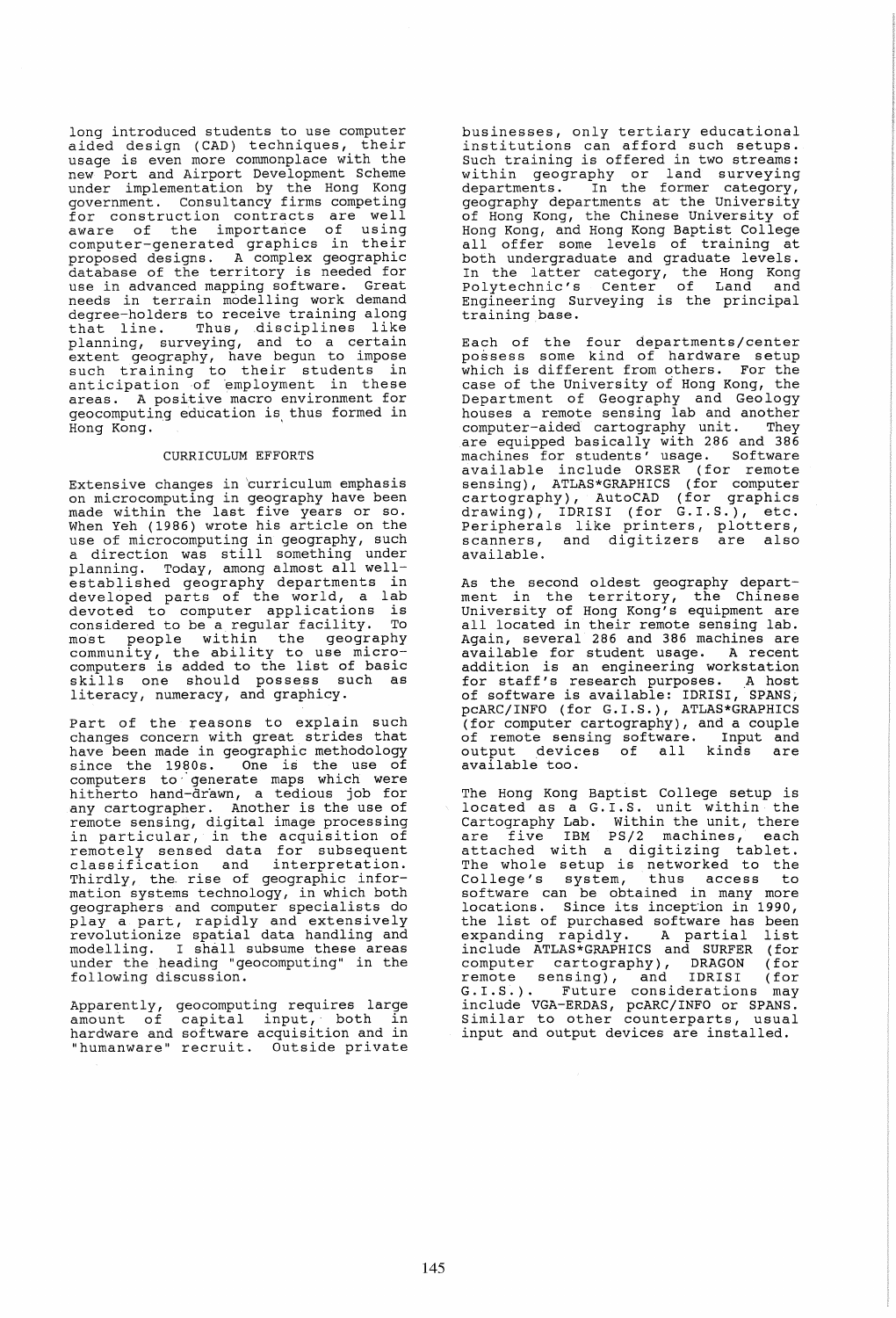long introduced students to use computer aided design (CAD) techniques, their usage is even more commonplace with the new Port and Airport Development Scheme under implementation by the Hong Kong government. Consultancy firms competing for construction contracts are well aware of the importance of using computer-generated graphics in their proposed designs. A complex geographic database of the territory is needed for use in advanced mapping software. Great needs in terrain modelling work demand degree-holders to receive training along that line. Thus, disciplines like planning, surveying, and to a certain extent geography, have begun to impose such training to their students in anticipation of employment in these areas. A positive macro environment for geocomputing education is thus formed in Hong Kong.

## CURRICULUM EFFORTS

Extensive changes in curriculum emphasis on microcomputing in geography have been made within the last five years or so. When Yeh (1986) wrote his article on the use of microcomputing in geography, such a direction was still something under planning. Today, among almost all well-established geography departments in developed parts of the world, a lab devoted to computer applications is considered to be a regular facility. To most people within the geography community, the ability to use micro-computers is added to the list of basic skills one should possess such as literacy, numeracy, and graphicy.

Part of the reasons to explain such changes concern with great strides that have been made in geographic methodology since the 1980s. One is the use of computers to generate maps which were hitherto hand-drawn, a tedious job for any cartographer. Another is the use of remote sensing, digital image processing in particular, in the acquisition of remotely sensed data for subsequent classification and interpretation. Thirdly, the rise of geographic information systems technology, in which both geographers and computer specialists do play a part, rapidly and extensively revolutionize spatial data handling and modelling. I shall subsume these areas under the heading "geocomputing" in the following discussion.

Apparently, geocomputing requires large amount of capital input, both in hardware and software acquisition and in "humanware" recruit. Outside private businesses, only tertiary educational institutions can afford such setups. Such training is offered in two streams: within geography or land surveying departments. In the former category, geography departments at the University of Hong Kong, the Chinese University of Hong Kong, and Hong Kong Baptist College all offer some levels of training at both undergraduate and graduate levels. In the latter category, the Hong Kong Polytechnic's Center of Land and Engineering Surveying is the principal training base.

Each of the four departments/center possess some kind of hardware setup which is different from others. For the case of the University of Hong Kong, the Department of Geography and Geology houses a remote sensing lab and another computer-aided cartography unit. They are equipped basically with 286 and 386 machines for students' usage. Software available include ORSER (for remote sensing), ATLAS*GRAPHICS (for computer cartography), AutoCAD (for graphics drawing), IDRISI (for G.I.S.), etc. Peripherals like printers, plotters, scanners, and digitizers are also available.

As the second oldest geography department in the territory, the Chinese University of Hong Kong's equipment are all located in their remote sensing lab. Again, several 286 and 386 machines are available for student usage. A recent addition is an engineering workstation for staff's research purposes. A host of software is available: IDRISI, SPANS, pcARC/INFO (for G.I.S.), ATLAS*GRAPHICS (for computer cartography), and a couple of remote sensing software. Input and output devices of all kinds are available too.

The Hong Kong Baptist College setup is located as a G.I.S. unit within the Cartography Lab. Within the unit, there are five IBM PS/2 machines, each attached with a digitizing tablet. The whole setup is networked to the College's system, thus access to software can be obtained in many more locations. Since its inception in 1990, the list of purchased software has been expanding rapidly. A partial list include ATLAS*GRAPHICS and SURFER (for computer cartography), DRAGON (for remote sensing), and IDRISI (for G.I.S.). Future considerations may include VGA-ERDAS, pcARC/INFO or SPANS. Similar to other counterparts, usual input and output devices are installed.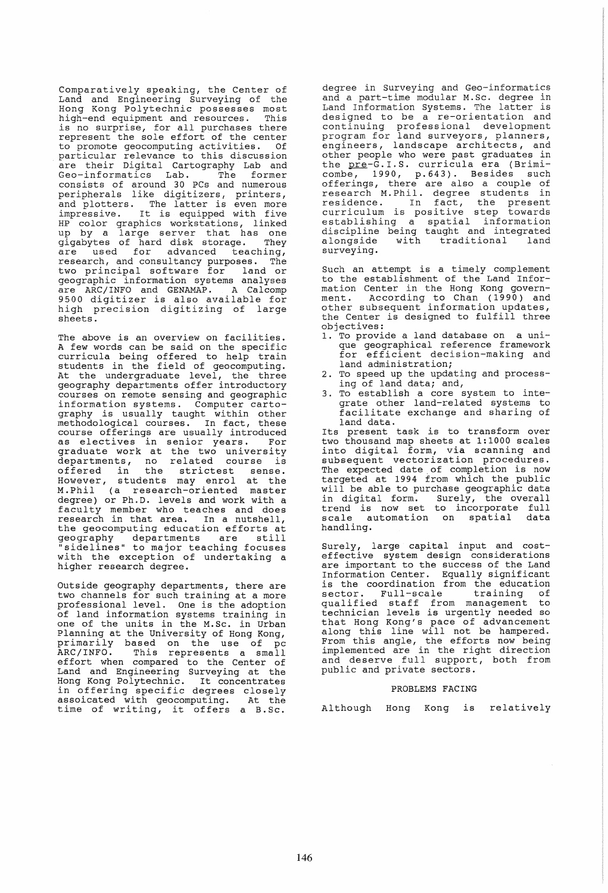Comparatively speaking, the Center of Land and Engineering Surveying of the Hong Kong Polytechnic possesses most high-end equipment and resources. This is no surprise, for all purchases there represent the sole effort of the center to promote geocomputing activities. Of particular relevance to this discussion are their Digital Cartography Lab and Geo-informatics Lab. The former consists of around 30 PCs and numerous peripherals like digitizers, printers, and plotters. The latter is even more impressive. It is equipped with five HP color graphics workstations, linked up by a large server that has one gigabytes of hard disk storage. They are used for advanced teaching, research, and consultancy purposes. The two principal software for land or geographic information systems analyses are ARC/INFO and GENAMAP. A Calcomp 9500 digitizer is also available for high precision digitizing of large sheets.

The above is an overview on facilities. A few words can be said on the specific curricula being offered to help train students in the field of geocomputing. At the undergraduate level, the three geography departments offer introductory courses on remote sensing and geographic information systems. Computer cartography is usually taught within other methodological courses. In fact, these course offerings are usually introduced as electives in senior years. For graduate work at the two university departments, no related course is offered in the strictest sense. However, students may enrol at the M.Phil (a research-oriented master degree) or Ph.D. levels and work with a faculty member who teaches and does research in that area. In a nutshell, the geocomputing education efforts at geography departments are still "sidelines" to major teaching focuses with the exception of undertaking a higher research degree.

Outside geography departments, there are two channels for such training at a more professional level. One is the adoption of land information systems training in one of the units in the M.Sc. in Urban Planning at the University of Hong Kong, primarily based on the use of pc ARC/INFO. This represents a small effort when compared to the Center of Land and Engineering Surveying at the Hong Kong Polytechnic. It concentrates in offering specific degrees closely assoicated with geocomputing. At the time of writing, it offers a B.Sc. degree in Surveying and Geo-informatics and a part-time modular M.Sc. degree in Land Information Systems. The latter is designed to be a re-orientation and continuing professional development program for land surveyors, planners, engineers, landscape architects, and other people who were past graduates in the _pre_-G.I.S. curricula era (Brimicombe, 1990, p.643). Besides such offerings, there are also a couple of research M.Phil. degree students in residence. In fact, the present curriculum is positive step towards establishing a spatial information discipline being taught and integrated alongside with traditional land surveying.

Such an attempt is a timely complement to the establishment of the Land Information Center in the Hong Kong government. According to Chan (1990) and other subsequent information updates, the Center is designed to fulfill three objectives:

1. To provide a land database on a unique geographical reference framework for efficient decision-making and land administration;
2. To speed up the updating and processing of land data; and,
3. To establish a core system to integrate other land-related systems to facilitate exchange and sharing of land data.

Its present task is to transform over two thousand map sheets at 1:1000 scales into digital form, via scanning and subsequent vectorization procedures. The expected date of completion is now targeted at 1994 from which the public will be able to purchase geographic data in digital form. Surely, the overall trend is now set to incorporate full scale automation on spatial data handling.

Surely, large capital input and cost-effective system design considerations are important to the success of the Land Information Center. Equally significant is the coordination from the education sector. Full-scale training of qualified staff from management to technician levels is urgently needed so that Hong Kong's pace of advancement along this line will not be hampered. From this angle, the efforts now being implemented are in the right direction and deserve full support, both from public and private sectors.

## PROBLEMS FACING

Although Hong Kong is relatively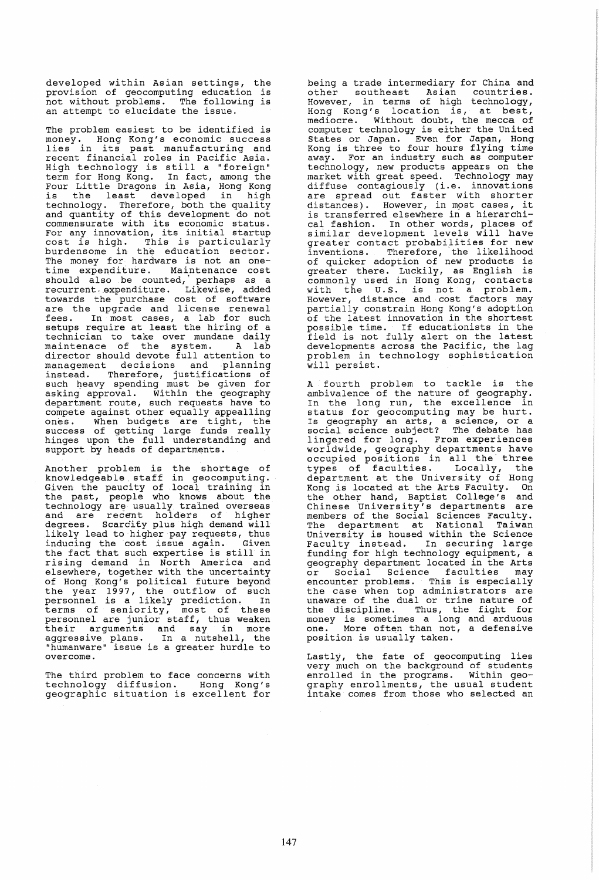developed within Asian settings, the provision of geocomputing education is not without problems. The following is an attempt to elucidate the issue.

The problem easiest to be identified is money. Hong Kong's economic success lies in its past manufacturing and recent financial roles in Pacific Asia. High technology is still a "foreign" term for Hong Kong. In fact, among the Four Little Dragons in Asia, Hong Kong is the least developed in high technology. Therefore, both the quality and quantity of this development do not commensurate with its economic status. For any innovation, its initial startup cost is high. This is particularly burdensome in the education sector. The money for hardware is not an one-time expenditure. Maintenance cost should also be counted, perhaps as a recurrent expenditure. Likewise, added towards the purchase cost of software are the upgrade and license renewal fees. In most cases, a lab for such setups require at least the hiring of a technician to take over mundane daily maintenace of the system. A lab director should devote full attention to management decisions and planning instead. Therefore, justifications of such heavy spending must be given for asking approval. Within the geography department route, such requests have to compete against other equally appealling ones. When budgets are tight, the success of getting large funds really hinges upon the full understanding and support by heads of departments.

Another problem is the shortage of knowledgeable staff in geocomputing. Given the paucity of local training in the past, people who knows about the technology are usually trained overseas and are recent holders of higher degrees. Scarcity plus high demand will likely lead to higher pay requests, thus inducing the cost issue again. Given the fact that such expertise is still in rising demand in North America and elsewhere, together with the uncertainty of Hong Kong's political future beyond the year 1997, the outflow of such personnel is a likely prediction. In terms of seniority, most of these personnel are junior staff, thus weaken their arguments and say in more aggressive plans. In a nutshell, the "humanware" issue is a greater hurdle to overcome.

The third problem to face concerns with technology diffusion. Hong Kong's geographic situation is excellent for being a trade intermediary for China and other southeast Asian countries. However, in terms of high technology, Hong Kong's location is, at best, mediocre. Without doubt, the mecca of computer technology is either the United States or Japan. Even for Japan, Hong Kong is three to four hours flying time away. For an industry such as computer technology, new products appears on the market with great speed. Technology may diffuse contagiously (i.e. innovations are spread out faster with shorter distances). However, in most cases, it is transferred elsewhere in a hierarchical fashion. In other words, places of similar development levels will have greater contact probabilities for new inventions. Therefore, the likelihood of quicker adoption of new products is greater there. Luckily, as English is commonly used in Hong Kong, contacts with the U.S. is not a problem. However, distance and cost factors may partially constrain Hong Kong's adoption of the latest innovation in the shortest possible time. If educationists in the field is not fully alert on the latest developments across the Pacific, the lag problem in technology sophistication will persist.

A fourth problem to tackle is the ambivalence of the nature of geography. In the long run, the excellence in status for geocomputing may be hurt. Is geography an arts, a science, or a social science subject? The debate has lingered for long. From experiences worldwide, geography departments have occupied positions in all the three types of faculties. Locally, the department at the University of Hong Kong is located at the Arts Faculty. On the other hand, Baptist College's and Chinese University's departments are members of the Social Sciences Faculty. The department at National Taiwan University is housed within the Science Faculty instead. In securing large funding for high technology equipment, a geography department located in the Arts or Social Science faculties may encounter problems. This is especially the case when top administrators are unaware of the dual or trine nature of the discipline. Thus, the fight for money is sometimes a long and arduous one. More often than not, a defensive position is usually taken.

Lastly, the fate of geocomputing lies very much on the background of students enrolled in the programs. Within geography enrollments, the usual student intake comes from those who selected an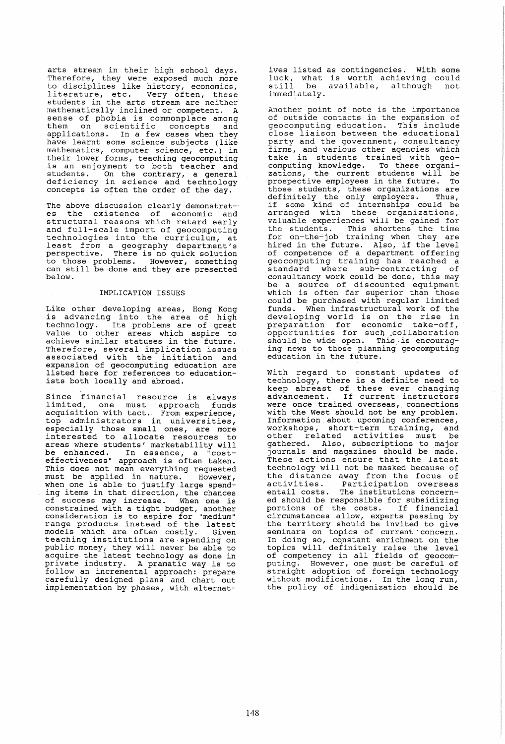arts stream in their high school days. Therefore, they were exposed much more to disciplines like history, economics, literature, etc. Very often, these students in the arts stream are neither mathematically inclined or competent. A sense of phobia is commonplace among them on scientific concepts and applications. In a few cases when they have learnt some science subjects (like mathematics, computer science, etc.) in their lower forms, teaching geocomputing is an enjoyment to both teacher and students. On the contrary, a general deficiency in science and technology concepts is often the order of the day.

The above discussion clearly demonstrates the existence of economic and structural reasons which retard early and full-scale import of geocomputing technologies into the curriculum, at least from a geography department's perspective. There is no quick solution to those problems. However, something can still be done and they are presented below.

## IMPLICATION ISSUES

Like other developing areas, Hong Kong is advancing into the area of high technology. Its problems are of great value to other areas which aspire to achieve similar statuses in the future. Therefore, several implication issues associated with the initiation and expansion of geocomputing education are listed here for references to educationists both locally and abroad.

Since financial resource is always limited, one must approach funds acquisition with tact. From experience, top administrators in universities, especially those small ones, are more interested to allocate resources to areas where students' marketability will be enhanced. In essence, a "cost-effectiveness" approach is often taken. This does not mean everything requested must be applied in nature. However, when one is able to justify large spending items in that direction, the chances of success may increase. When one is constrained with a tight budget, another consideration is to aspire for "medium" range products instead of the latest models which are often costly. Given teaching institutions are spending on public money, they will never be able to acquire the latest technology as done in private industry. A pramatic way is to follow an incremental approach: prepare carefully designed plans and chart out implementation by phases, with alternatives listed as contingencies. With some luck, what is worth achieving could still be available, although not immediately.

Another point of note is the importance of outside contacts in the expansion of geocomputing education. This include close liaison between the educational party and the government, consultancy firms, and various other agencies which take in students trained with geocomputing knowledge. To these organizations, the current students will be prospective employees in the future. To those students, these organizations are definitely the only employers. Thus, if some kind of internships could be arranged with these organizations, valuable experiences will be gained for the students. This shortens the time for on-the-job training when they are hired in the future. Also, if the level of competence of a department offering geocomputing training has reached a standard where sub-contracting of consultancy work could be done, this may be a source of discounted equipment which is often far superior than those could be purchased with regular limited funds. When infrastructural work of the developing world is on the rise in preparation for economic take-off, opportunities for such collaboration should be wide open. This is encouraging news to those planning geocomputing education in the future.

With regard to constant updates of technology, there is a definite need to keep abreast of these ever changing advancement. If current instructors were once trained overseas, connections with the West should not be any problem. Information about upcoming conferences, workshops, short-term training, and other related activities must be gathered. Also, subscriptions to major journals and magazines should be made. These actions ensure that the latest technology will not be masked because of the distance away from the focus of activities. Participation overseas entail costs. The institutions concerned should be responsible for subsidizing portions of the costs. If financial circumstances allow, experts passing by the territory should be invited to give seminars on topics of current concern. In doing so, constant enrichment on the topics will definitely raise the level of competency in all fields of geocomputing. However, one must be careful of straight adoption of foreign technology without modifications. In the long run, the policy of indigenization should be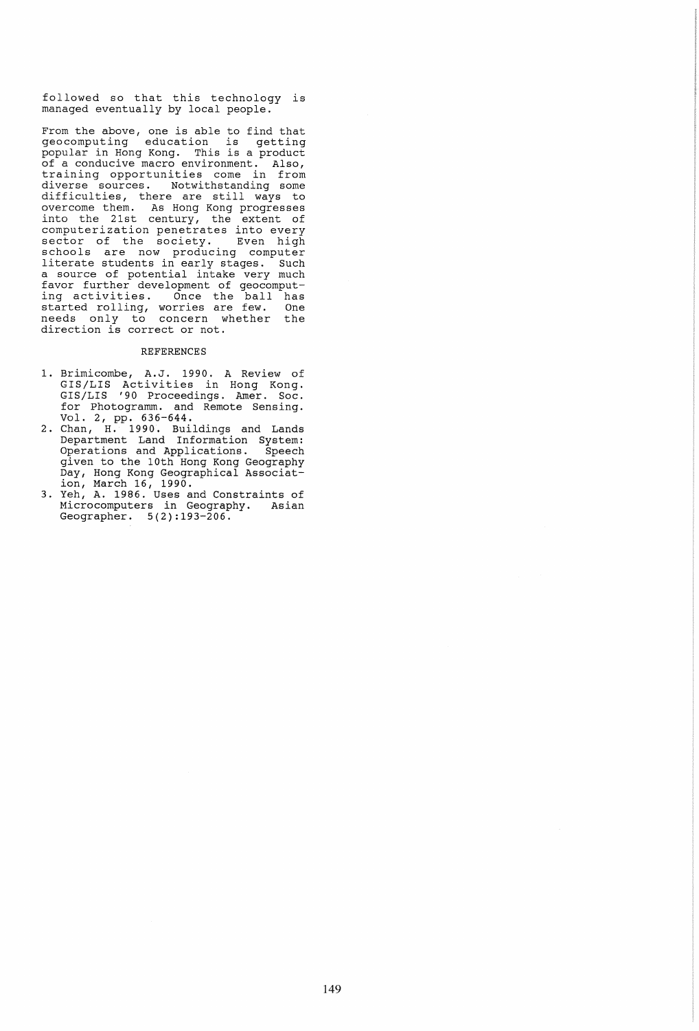followed so that this technology is managed eventually by local people.

From the above, one is able to find that geocomputing education is getting popular in Hong Kong. This is a product of a conducive macro environment. Also, training opportunities come in from diverse sources. Notwithstanding some difficulties, there are still ways to overcome them. As Hong Kong progresses into the 21st century, the extent of computerization penetrates into every sector of the society. Even high schools are now producing computer literate students in early stages. Such a source of potential intake very much favor further development of geocomputing activities. Once the ball has started rolling, worries are few. One needs only to concern whether the direction is correct or not.

## REFERENCES

1. Brimicombe, A.J. 1990. A Review of GIS/LIS Activities in Hong Kong. GIS/LIS '90 Proceedings. Amer. Soc. for Photogramm. and Remote Sensing. Vol. 2, pp. 636-644.
2. Chan, H. 1990. Buildings and Lands Department Land Information System: Operations and Applications. Speech given to the 10th Hong Kong Geography Day, Hong Kong Geographical Association, March 16, 1990.
3. Yeh, A. 1986. Uses and Constraints of Microcomputers in Geography. Asian Geographer. 5(2):193-206.